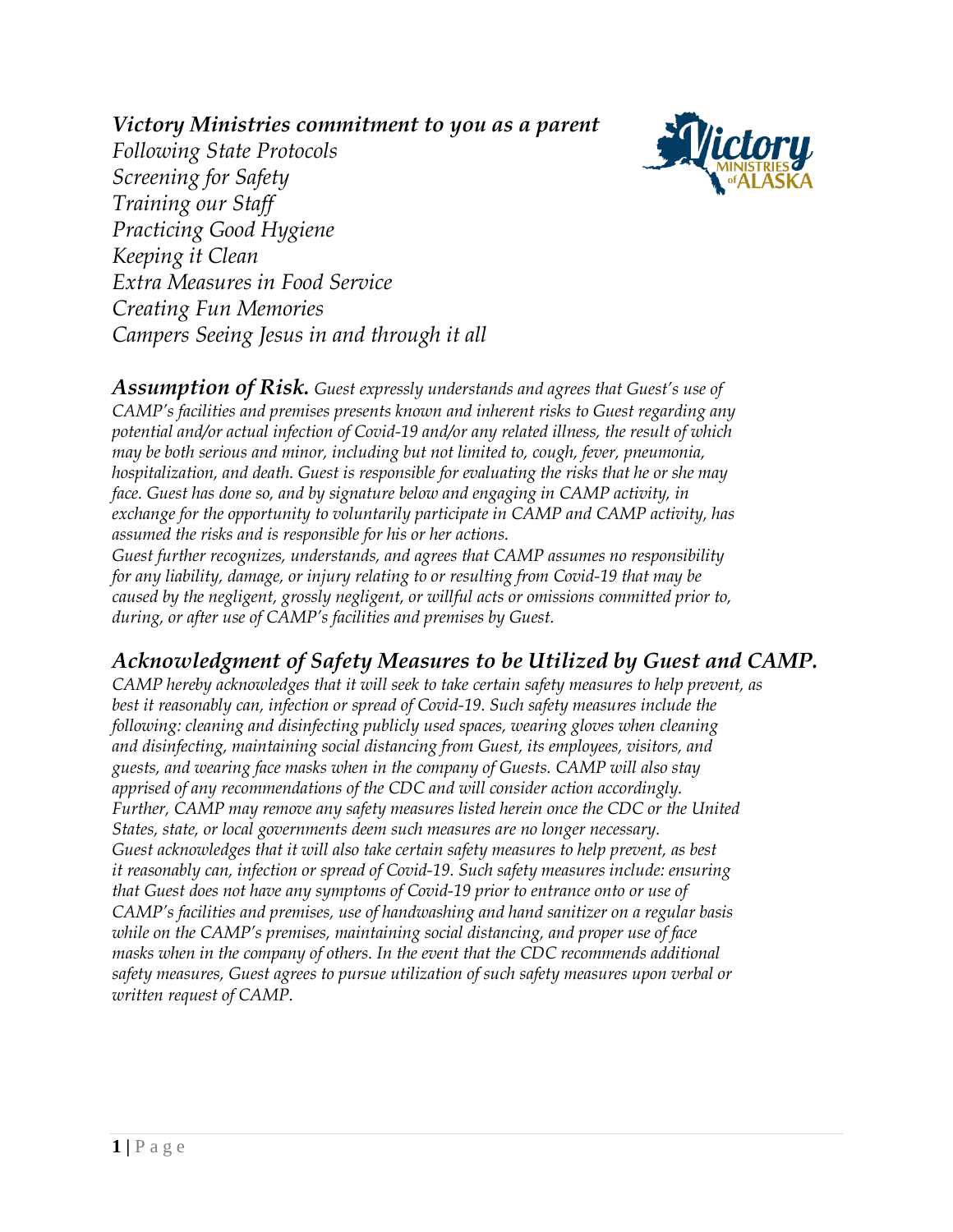***Victory Ministries commitment to you as a parent***

*Following State Protocols*
*Screening for Safety*
*Training our Staff*
*Practicing Good Hygiene*
*Keeping it Clean*
*Extra Measures in Food Service*
*Creating Fun Memories*
*Campers Seeing Jesus in and through it all*

***Assumption of Risk.*** *Guest expressly understands and agrees that Guest's use of CAMP's facilities and premises presents known and inherent risks to Guest regarding any potential and/or actual infection of Covid-19 and/or any related illness, the result of which may be both serious and minor, including but not limited to, cough, fever, pneumonia, hospitalization, and death. Guest is responsible for evaluating the risks that he or she may face. Guest has done so, and by signature below and engaging in CAMP activity, in exchange for the opportunity to voluntarily participate in CAMP and CAMP activity, has assumed the risks and is responsible for his or her actions.*

*Guest further recognizes, understands, and agrees that CAMP assumes no responsibility for any liability, damage, or injury relating to or resulting from Covid-19 that may be caused by the negligent, grossly negligent, or willful acts or omissions committed prior to, during, or after use of CAMP's facilities and premises by Guest.*

## *Acknowledgment of Safety Measures to be Utilized by Guest and CAMP.*

*CAMP hereby acknowledges that it will seek to take certain safety measures to help prevent, as best it reasonably can, infection or spread of Covid-19. Such safety measures include the following: cleaning and disinfecting publicly used spaces, wearing gloves when cleaning and disinfecting, maintaining social distancing from Guest, its employees, visitors, and guests, and wearing face masks when in the company of Guests. CAMP will also stay apprised of any recommendations of the CDC and will consider action accordingly. Further, CAMP may remove any safety measures listed herein once the CDC or the United States, state, or local governments deem such measures are no longer necessary.*

*Guest acknowledges that it will also take certain safety measures to help prevent, as best it reasonably can, infection or spread of Covid-19. Such safety measures include: ensuring that Guest does not have any symptoms of Covid-19 prior to entrance onto or use of CAMP's facilities and premises, use of handwashing and hand sanitizer on a regular basis while on the CAMP's premises, maintaining social distancing, and proper use of face masks when in the company of others. In the event that the CDC recommends additional safety measures, Guest agrees to pursue utilization of such safety measures upon verbal or written request of CAMP.*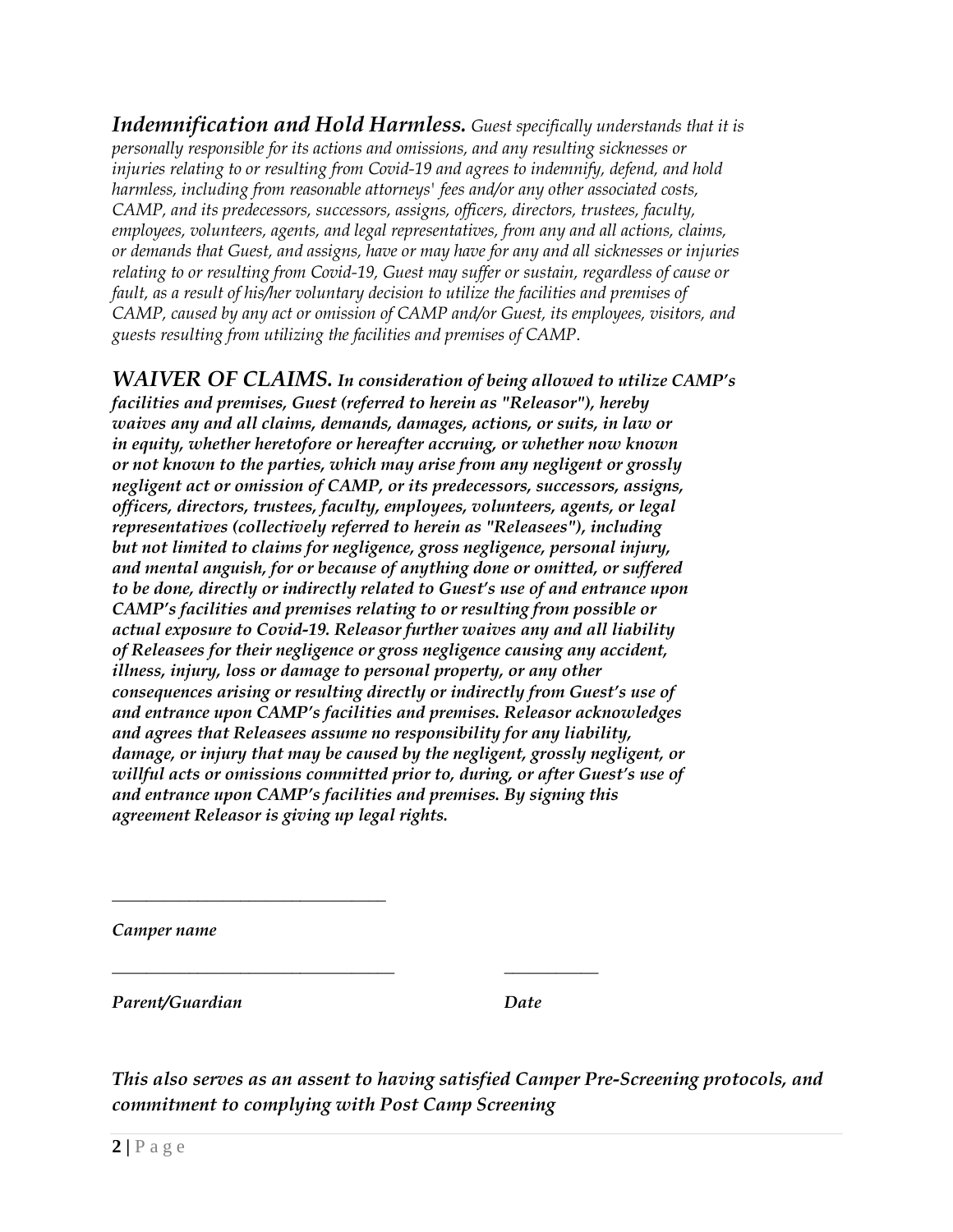***Indemnification and Hold Harmless.*** *Guest specifically understands that it is personally responsible for its actions and omissions, and any resulting sicknesses or injuries relating to or resulting from Covid-19 and agrees to indemnify, defend, and hold harmless, including from reasonable attorneys' fees and/or any other associated costs, CAMP, and its predecessors, successors, assigns, officers, directors, trustees, faculty, employees, volunteers, agents, and legal representatives, from any and all actions, claims, or demands that Guest, and assigns, have or may have for any and all sicknesses or injuries relating to or resulting from Covid-19, Guest may suffer or sustain, regardless of cause or fault, as a result of his/her voluntary decision to utilize the facilities and premises of CAMP, caused by any act or omission of CAMP and/or Guest, its employees, visitors, and guests resulting from utilizing the facilities and premises of CAMP.*

***WAIVER OF CLAIMS. In consideration of being allowed to utilize CAMP's facilities and premises, Guest (referred to herein as "Releasor"), hereby waives any and all claims, demands, damages, actions, or suits, in law or in equity, whether heretofore or hereafter accruing, or whether now known or not known to the parties, which may arise from any negligent or grossly negligent act or omission of CAMP, or its predecessors, successors, assigns, officers, directors, trustees, faculty, employees, volunteers, agents, or legal representatives (collectively referred to herein as "Releasees"), including but not limited to claims for negligence, gross negligence, personal injury, and mental anguish, for or because of anything done or omitted, or suffered to be done, directly or indirectly related to Guest's use of and entrance upon CAMP's facilities and premises relating to or resulting from possible or actual exposure to Covid-19. Releasor further waives any and all liability of Releasees for their negligence or gross negligence causing any accident, illness, injury, loss or damage to personal property, or any other consequences arising or resulting directly or indirectly from Guest's use of and entrance upon CAMP's facilities and premises. Releasor acknowledges and agrees that Releasees assume no responsibility for any liability, damage, or injury that may be caused by the negligent, grossly negligent, or willful acts or omissions committed prior to, during, or after Guest's use of and entrance upon CAMP's facilities and premises. By signing this agreement Releasor is giving up legal rights.***

_________________________________

***Camper name***

_________________________________ ___________

***Parent/Guardian*** ***Date***

***This also serves as an assent to having satisfied Camper Pre-Screening protocols, and commitment to complying with Post Camp Screening***